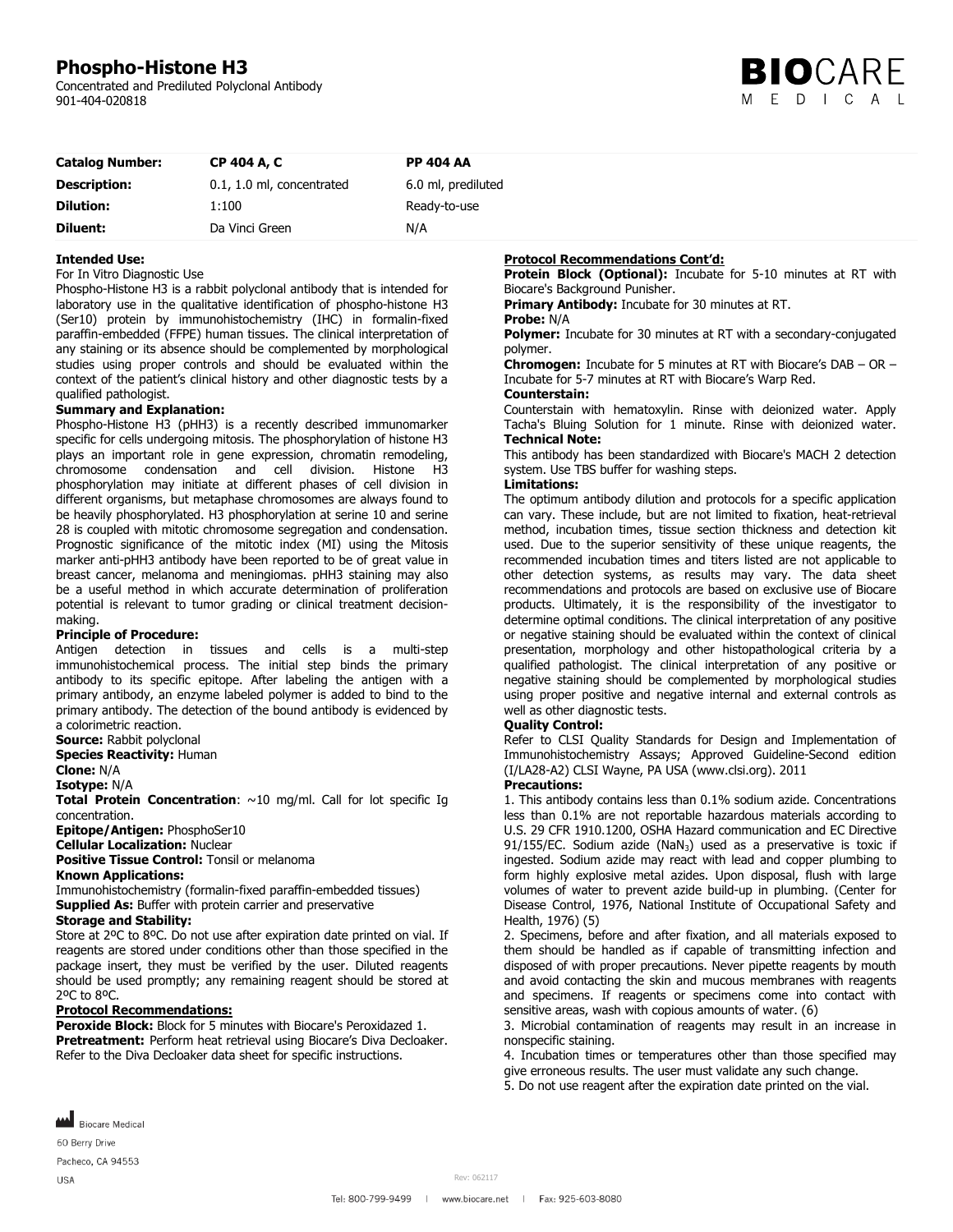# Phospho-Histone H3

Concentrated and Prediluted Polyclonal Antibody
901-404-020818

| **Catalog Number:** | **CP 404 A, C** | **PP 404 AA** |
|---|---|---|
| **Description:** | 0.1, 1.0 ml, concentrated | 6.0 ml, prediluted |
| **Dilution:** | 1:100 | Ready-to-use |
| **Diluent:** | Da Vinci Green | N/A |

**Intended Use:**
For In Vitro Diagnostic Use
Phospho-Histone H3 is a rabbit polyclonal antibody that is intended for laboratory use in the qualitative identification of phospho-histone H3 (Ser10) protein by immunohistochemistry (IHC) in formalin-fixed paraffin-embedded (FFPE) human tissues. The clinical interpretation of any staining or its absence should be complemented by morphological studies using proper controls and should be evaluated within the context of the patient's clinical history and other diagnostic tests by a qualified pathologist.

**Summary and Explanation:**
Phospho-Histone H3 (pHH3) is a recently described immunomarker specific for cells undergoing mitosis. The phosphorylation of histone H3 plays an important role in gene expression, chromatin remodeling, chromosome condensation and cell division. Histone H3 phosphorylation may initiate at different phases of cell division in different organisms, but metaphase chromosomes are always found to be heavily phosphorylated. H3 phosphorylation at serine 10 and serine 28 is coupled with mitotic chromosome segregation and condensation. Prognostic significance of the mitotic index (MI) using the Mitosis marker anti-pHH3 antibody have been reported to be of great value in breast cancer, melanoma and meningiomas. pHH3 staining may also be a useful method in which accurate determination of proliferation potential is relevant to tumor grading or clinical treatment decision-making.

**Principle of Procedure:**
Antigen detection in tissues and cells is a multi-step immunohistochemical process. The initial step binds the primary antibody to its specific epitope. After labeling the antigen with a primary antibody, an enzyme labeled polymer is added to bind to the primary antibody. The detection of the bound antibody is evidenced by a colorimetric reaction.

**Source:** Rabbit polyclonal
**Species Reactivity:** Human
**Clone:** N/A
**Isotype:** N/A
**Total Protein Concentration**: ~10 mg/ml. Call for lot specific Ig concentration.
**Epitope/Antigen:** PhosphoSer10
**Cellular Localization:** Nuclear
**Positive Tissue Control:** Tonsil or melanoma
**Known Applications:**
Immunohistochemistry (formalin-fixed paraffin-embedded tissues)
**Supplied As:** Buffer with protein carrier and preservative

**Storage and Stability:**
Store at 2ºC to 8ºC. Do not use after expiration date printed on vial. If reagents are stored under conditions other than those specified in the package insert, they must be verified by the user. Diluted reagents should be used promptly; any remaining reagent should be stored at 2ºC to 8ºC.

**Protocol Recommendations:**
**Peroxide Block:** Block for 5 minutes with Biocare's Peroxidazed 1.
**Pretreatment:** Perform heat retrieval using Biocare's Diva Decloaker. Refer to the Diva Decloaker data sheet for specific instructions.

**Protocol Recommendations Cont'd:**
**Protein Block (Optional):** Incubate for 5-10 minutes at RT with Biocare's Background Punisher.
**Primary Antibody:** Incubate for 30 minutes at RT.
**Probe:** N/A
**Polymer:** Incubate for 30 minutes at RT with a secondary-conjugated polymer.
**Chromogen:** Incubate for 5 minutes at RT with Biocare's DAB – OR – Incubate for 5-7 minutes at RT with Biocare's Warp Red.
**Counterstain:**
Counterstain with hematoxylin. Rinse with deionized water. Apply Tacha's Bluing Solution for 1 minute. Rinse with deionized water.

**Technical Note:**
This antibody has been standardized with Biocare's MACH 2 detection system. Use TBS buffer for washing steps.

**Limitations:**
The optimum antibody dilution and protocols for a specific application can vary. These include, but are not limited to fixation, heat-retrieval method, incubation times, tissue section thickness and detection kit used. Due to the superior sensitivity of these unique reagents, the recommended incubation times and titers listed are not applicable to other detection systems, as results may vary. The data sheet recommendations and protocols are based on exclusive use of Biocare products. Ultimately, it is the responsibility of the investigator to determine optimal conditions. The clinical interpretation of any positive or negative staining should be evaluated within the context of clinical presentation, morphology and other histopathological criteria by a qualified pathologist. The clinical interpretation of any positive or negative staining should be complemented by morphological studies using proper positive and negative internal and external controls as well as other diagnostic tests.

**Quality Control:**
Refer to CLSI Quality Standards for Design and Implementation of Immunohistochemistry Assays; Approved Guideline-Second edition (I/LA28-A2) CLSI Wayne, PA USA (www.clsi.org). 2011

**Precautions:**
1. This antibody contains less than 0.1% sodium azide. Concentrations less than 0.1% are not reportable hazardous materials according to U.S. 29 CFR 1910.1200, OSHA Hazard communication and EC Directive 91/155/EC. Sodium azide ($NaN_3$) used as a preservative is toxic if ingested. Sodium azide may react with lead and copper plumbing to form highly explosive metal azides. Upon disposal, flush with large volumes of water to prevent azide build-up in plumbing. (Center for Disease Control, 1976, National Institute of Occupational Safety and Health, 1976) (5)
2. Specimens, before and after fixation, and all materials exposed to them should be handled as if capable of transmitting infection and disposed of with proper precautions. Never pipette reagents by mouth and avoid contacting the skin and mucous membranes with reagents and specimens. If reagents or specimens come into contact with sensitive areas, wash with copious amounts of water. (6)
3. Microbial contamination of reagents may result in an increase in nonspecific staining.
4. Incubation times or temperatures other than those specified may give erroneous results. The user must validate any such change.
5. Do not use reagent after the expiration date printed on the vial.

Biocare Medical
60 Berry Drive
Pacheco, CA 94553
USA

Rev: 062117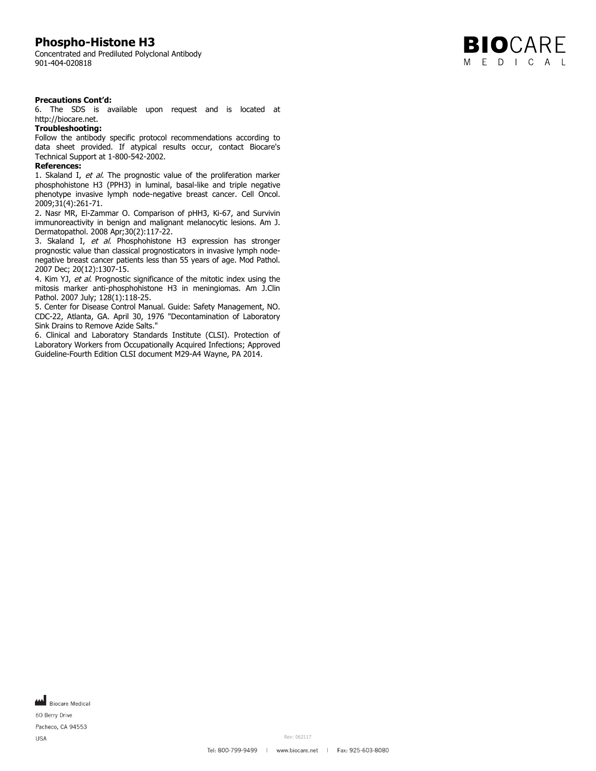**Precautions Cont'd:**

6. The SDS is available upon request and is located at http://biocare.net.

**Troubleshooting:**

Follow the antibody specific protocol recommendations according to data sheet provided. If atypical results occur, contact Biocare's Technical Support at 1-800-542-2002.

**References:**

1. Skaland I, *et al*. The prognostic value of the proliferation marker phosphohistone H3 (PPH3) in luminal, basal-like and triple negative phenotype invasive lymph node-negative breast cancer. Cell Oncol. 2009;31(4):261-71.
2. Nasr MR, El-Zammar O. Comparison of pHH3, Ki-67, and Survivin immunoreactivity in benign and malignant melanocytic lesions. Am J. Dermatopathol. 2008 Apr;30(2):117-22.
3. Skaland I, *et al*. Phosphohistone H3 expression has stronger prognostic value than classical prognosticators in invasive lymph node-negative breast cancer patients less than 55 years of age. Mod Pathol. 2007 Dec; 20(12):1307-15.
4. Kim YJ, *et al*. Prognostic significance of the mitotic index using the mitosis marker anti-phosphohistone H3 in meningiomas. Am J.Clin Pathol. 2007 July; 128(1):118-25.
5. Center for Disease Control Manual. Guide: Safety Management, NO. CDC-22, Atlanta, GA. April 30, 1976 "Decontamination of Laboratory Sink Drains to Remove Azide Salts."
6. Clinical and Laboratory Standards Institute (CLSI). Protection of Laboratory Workers from Occupationally Acquired Infections; Approved Guideline-Fourth Edition CLSI document M29-A4 Wayne, PA 2014.

Biocare Medical
60 Berry Drive
Pacheco, CA 94553
USA

Rev: 062117

Tel: 800-799-9499 | www.biocare.net | Fax: 925-603-8080